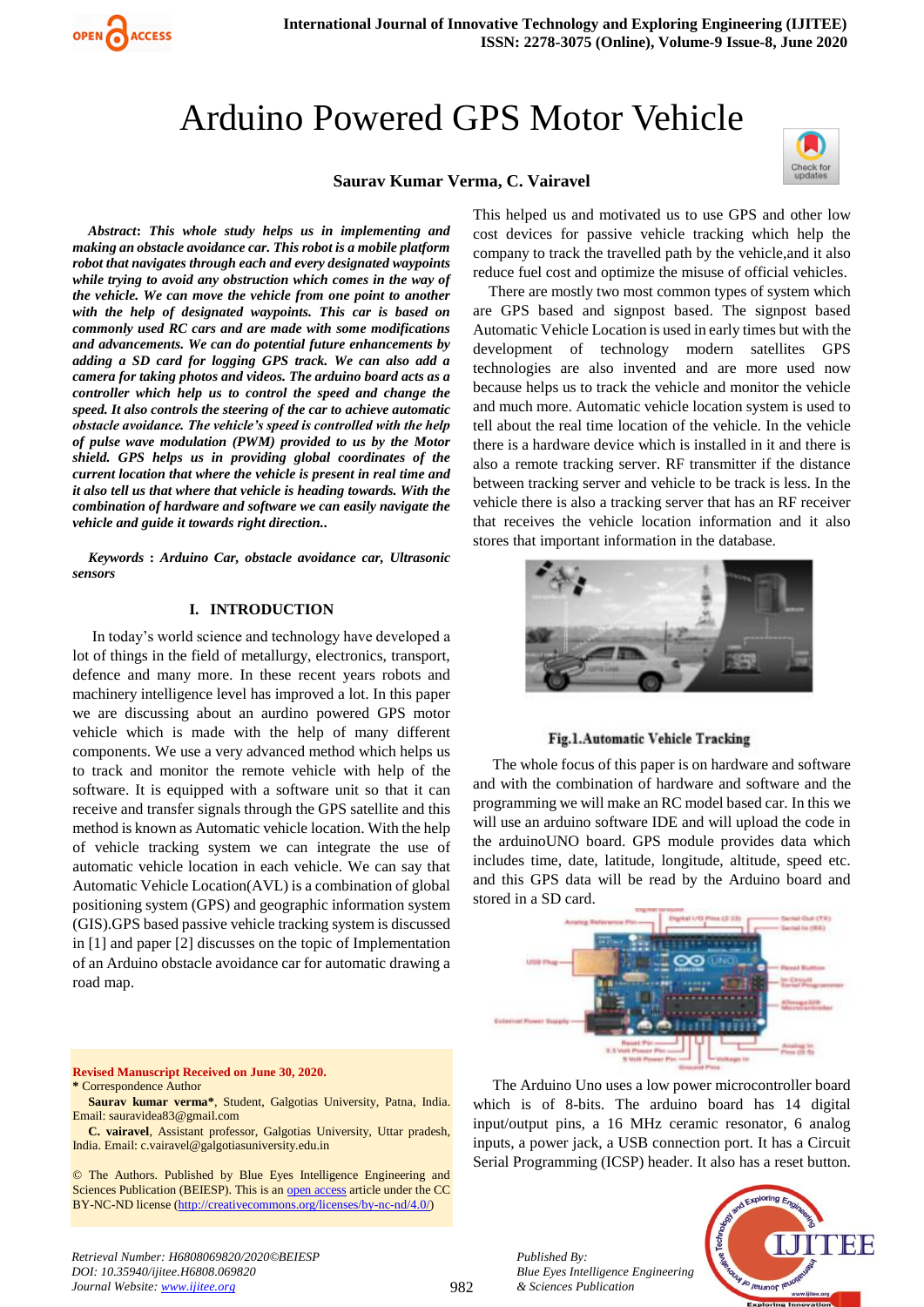# Arduino Powered GPS Motor Vehicle

**Saurav Kumar Verma, C. Vairavel**

***Abstract*: *This whole study helps us in implementing and making an obstacle avoidance car. This robot is a mobile platform robot that navigates through each and every designated waypoints while trying to avoid any obstruction which comes in the way of the vehicle. We can move the vehicle from one point to another with the help of designated waypoints. This car is based on commonly used RC cars and are made with some modifications and advancements. We can do potential future enhancements by adding a SD card for logging GPS track. We can also add a camera for taking photos and videos. The arduino board acts as a controller which help us to control the speed and change the speed. It also controls the steering of the car to achieve automatic obstacle avoidance. The vehicle's speed is controlled with the help of pulse wave modulation (PWM) provided to us by the Motor shield. GPS helps us in providing global coordinates of the current location that where the vehicle is present in real time and it also tell us that where that vehicle is heading towards. With the combination of hardware and software we can easily navigate the vehicle and guide it towards right direction..***

***Keywords* : *Arduino Car, obstacle avoidance car, Ultrasonic sensors***

## I. INTRODUCTION

In today's world science and technology have developed a lot of things in the field of metallurgy, electronics, transport, defence and many more. In these recent years robots and machinery intelligence level has improved a lot. In this paper we are discussing about an aurdino powered GPS motor vehicle which is made with the help of many different components. We use a very advanced method which helps us to track and monitor the remote vehicle with help of the software. It is equipped with a software unit so that it can receive and transfer signals through the GPS satellite and this method is known as Automatic vehicle location. With the help of vehicle tracking system we can integrate the use of automatic vehicle location in each vehicle. We can say that Automatic Vehicle Location(AVL) is a combination of global positioning system (GPS) and geographic information system (GIS).GPS based passive vehicle tracking system is discussed in [1] and paper [2] discusses on the topic of Implementation of an Arduino obstacle avoidance car for automatic drawing a road map.

This helped us and motivated us to use GPS and other low cost devices for passive vehicle tracking which help the company to track the travelled path by the vehicle,and it also reduce fuel cost and optimize the misuse of official vehicles.

There are mostly two most common types of system which are GPS based and signpost based. The signpost based Automatic Vehicle Location is used in early times but with the development of technology modern satellites GPS technologies are also invented and are more used now because helps us to track the vehicle and monitor the vehicle and much more. Automatic vehicle location system is used to tell about the real time location of the vehicle. In the vehicle there is a hardware device which is installed in it and there is also a remote tracking server. RF transmitter if the distance between tracking server and vehicle to be track is less. In the vehicle there is also a tracking server that has an RF receiver that receives the vehicle location information and it also stores that important information in the database.

**Fig.1.Automatic Vehicle Tracking**

The whole focus of this paper is on hardware and software and with the combination of hardware and software and the programming we will make an RC model based car. In this we will use an arduino software IDE and will upload the code in the arduinoUNO board. GPS module provides data which includes time, date, latitude, longitude, speed, altitude, speed etc. and this GPS data will be read by the Arduino board and stored in a SD card.

The Arduino Uno uses a low power microcontroller board which is of 8-bits. The arduino board has 14 digital input/output pins, a 16 MHz ceramic resonator, 6 analog inputs, a power jack, a USB connection port. It has a Circuit Serial Programming (ICSP) header. It also has a reset button.

---

**Revised Manuscript Received on June 30, 2020.**

\* Correspondence Author

**Saurav kumar verma\***, Student, Galgotias University, Patna, India. Email: sauravidea83@gmail.com

**C. vairavel**, Assistant professor, Galgotias University, Uttar pradesh, India. Email: c.vairavel@galgotiasuniversity.edu.in

© The Authors. Published by Blue Eyes Intelligence Engineering and Sciences Publication (BEIESP). This is an open access article under the CC BY-NC-ND license (http://creativecommons.org/licenses/by-nc-nd/4.0/)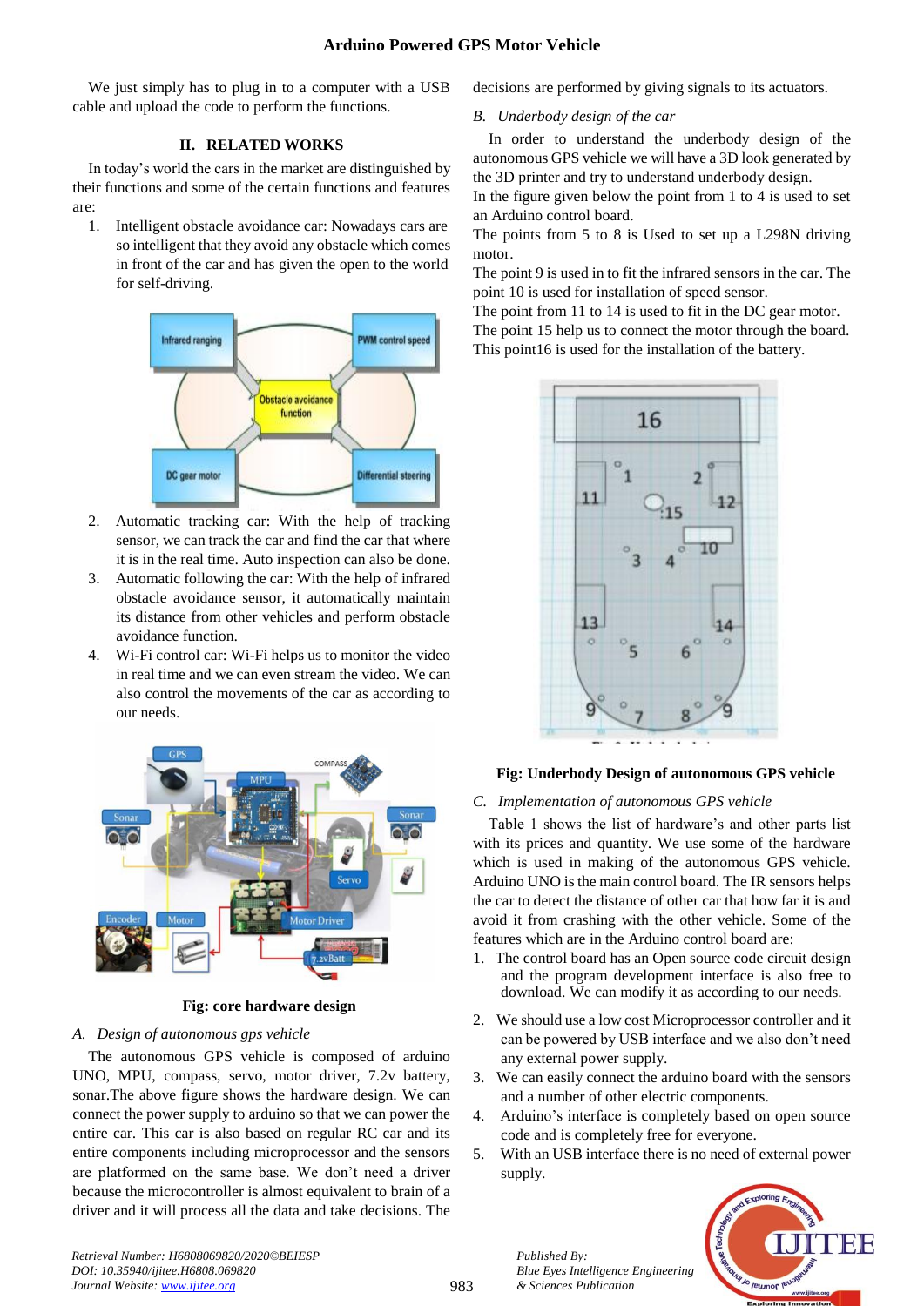We just simply has to plug in to a computer with a USB cable and upload the code to perform the functions.

## II. RELATED WORKS

In today's world the cars in the market are distinguished by their functions and some of the certain functions and features are:

1. Intelligent obstacle avoidance car: Nowadays cars are so intelligent that they avoid any obstacle which comes in front of the car and has given the open to the world for self-driving.
2. Automatic tracking car: With the help of tracking sensor, we can track the car and find the car that where it is in the real time. Auto inspection can also be done.
3. Automatic following the car: With the help of infrared obstacle avoidance sensor, it automatically maintain its distance from other vehicles and perform obstacle avoidance function.
4. Wi-Fi control car: Wi-Fi helps us to monitor the video in real time and we can even stream the video. We can also control the movements of the car as according to our needs.

**Fig: core hardware design**

### A. *Design of autonomous gps vehicle*

The autonomous GPS vehicle is composed of arduino UNO, MPU, compass, servo, motor driver, 7.2v battery, sonar.The above figure shows the hardware design. We can connect the power supply to arduino so that we can power the entire car. This car is also based on regular RC car and its entire components including microprocessor and the sensors are platformed on the same base. We don't need a driver because the microcontroller is almost equivalent to brain of a driver and it will process all the data and take decisions. The decisions are performed by giving signals to its actuators.

### B. *Underbody design of the car*

In order to understand the underbody design of the autonomous GPS vehicle we will have a 3D look generated by the 3D printer and try to understand underbody design.
In the figure given below the point from 1 to 4 is used to set an Arduino control board.
The points from 5 to 8 is Used to set up a L298N driving motor.
The point 9 is used in to fit the infrared sensors in the car. The point 10 is used for installation of speed sensor.
The point from 11 to 14 is used to fit in the DC gear motor.
The point 15 help us to connect the motor through the board.
This point16 is used for the installation of the battery.

**Fig: Underbody Design of autonomous GPS vehicle**

### C. *Implementation of autonomous GPS vehicle*

Table 1 shows the list of hardware's and other parts list with its prices and quantity. We use some of the hardware which is used in making of the autonomous GPS vehicle. Arduino UNO is the main control board. The IR sensors helps the car to detect the distance of other car that how far it is and avoid it from crashing with the other vehicle. Some of the features which are in the Arduino control board are:

1. The control board has an Open source code circuit design and the program development interface is also free to download. We can modify it as according to our needs.
2. We should use a low cost Microprocessor controller and it can be powered by USB interface and we also don't need any external power supply.
3. We can easily connect the arduino board with the sensors and a number of other electric components.
4. Arduino's interface is completely based on open source code and is completely free for everyone.
5. With an USB interface there is no need of external power supply.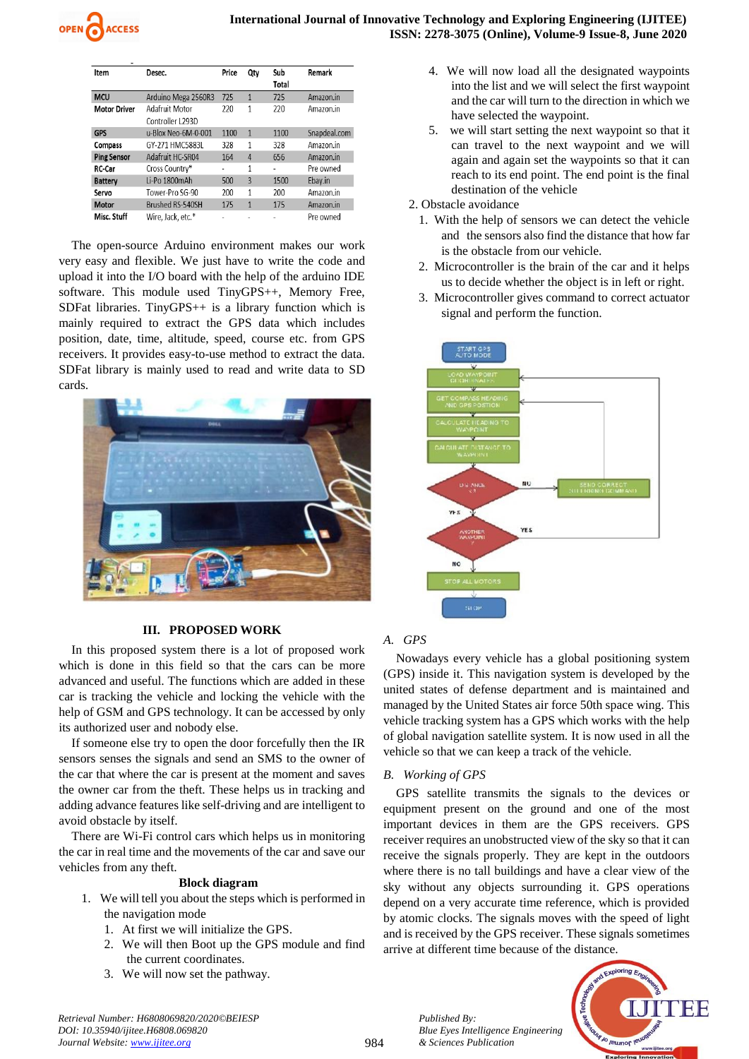| Item | Desec. | Price | Qty | Sub Total | Remark |
|---|---|---|---|---|---|
| MCU | Arduino Mega 2560R3 | 725 | 1 | 725 | Amazon.in |
| Motor Driver | Adafruit Motor Controller L293D | 220 | 1 | 220 | Amazon.in |
| GPS | u-Blox Neo-6M-0-001 | 1100 | 1 | 1100 | Snapdeal.com |
| Compass | GY-271 HMC5883L | 328 | 1 | 328 | Amazon.in |
| Ping Sensor | Adafruit HC-SR04 | 164 | 4 | 656 | Amazon.in |
| RC-Car | Cross Country* | - | 1 | - | Pre owned |
| Battery | Li-Po 1800mAh | 500 | 3 | 1500 | Ebay.in |
| Servo | Tower-Pro SG-90 | 200 | 1 | 200 | Amazon.in |
| Motor | Brushed RS-540SH | 175 | 1 | 175 | Amazon.in |
| Misc. Stuff | Wire, Jack, etc.* | - | - | - | Pre owned |

The open-source Arduino environment makes our work very easy and flexible. We just have to write the code and upload it into the I/O board with the help of the arduino IDE software. This module used TinyGPS++, Memory Free, SDFat libraries. TinyGPS++ is a library function which is mainly required to extract the GPS data which includes position, date, time, altitude, speed, course etc. from GPS receivers. It provides easy-to-use method to extract the data. SDFat library is mainly used to read and write data to SD cards.

## III. PROPOSED WORK

In this proposed system there is a lot of proposed work which is done in this field so that the cars can be more advanced and useful. The functions which are added in these car is tracking the vehicle and locking the vehicle with the help of GSM and GPS technology. It can be accessed by only its authorized user and nobody else.

If someone else try to open the door forcefully then the IR sensors senses the signals and send an SMS to the owner of the car that where the car is present at the moment and saves the owner car from the theft. These helps us in tracking and adding advance features like self-driving and are intelligent to avoid obstacle by itself.

There are Wi-Fi control cars which helps us in monitoring the car in real time and the movements of the car and save our vehicles from any theft.

**Block diagram**

1. We will tell you about the steps which is performed in the navigation mode
   1. At first we will initialize the GPS.
   2. We will then Boot up the GPS module and find the current coordinates.
   3. We will now set the pathway.
   4. We will now load all the designated waypoints into the list and we will select the first waypoint and the car will turn to the direction in which we have selected the waypoint.
   5. we will start setting the next waypoint so that it can travel to the next waypoint and we will again and again set the waypoints so that it can reach to its end point. The end point is the final destination of the vehicle
2. Obstacle avoidance
   1. With the help of sensors we can detect the vehicle and the sensors also find the distance that how far is the obstacle from our vehicle.
   2. Microcontroller is the brain of the car and it helps us to decide whether the object is in left or right.
   3. Microcontroller gives command to correct actuator signal and perform the function.

### A. GPS

Nowadays every vehicle has a global positioning system (GPS) inside it. This navigation system is developed by the united states of defense department and is maintained and managed by the United States air force 50th space wing. This vehicle tracking system has a GPS which works with the help of global navigation satellite system. It is now used in all the vehicle so that we can keep a track of the vehicle.

### B. Working of GPS

GPS satellite transmits the signals to the devices or equipment present on the ground and one of the most important devices in them are the GPS receivers. GPS receiver requires an unobstructed view of the sky so that it can receive the signals properly. They are kept in the outdoors where there is no tall buildings and have a clear view of the sky without any objects surrounding it. GPS operations depend on a very accurate time reference, which is provided by atomic clocks. The signals moves with the speed of light and is received by the GPS receiver. These signals sometimes arrive at different time because of the distance.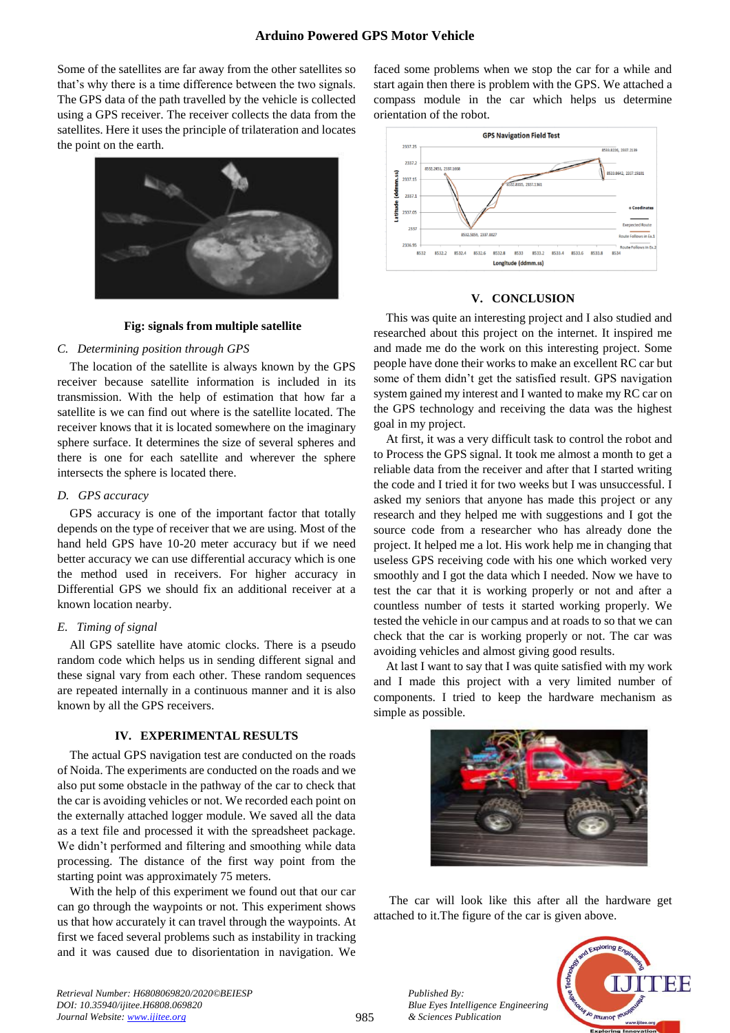Some of the satellites are far away from the other satellites so that's why there is a time difference between the two signals. The GPS data of the path travelled by the vehicle is collected using a GPS receiver. The receiver collects the data from the satellites. Here it uses the principle of trilateration and locates the point on the earth.

**Fig: signals from multiple satellite**

### *C. Determining position through GPS*

The location of the satellite is always known by the GPS receiver because satellite information is included in its transmission. With the help of estimation that how far a satellite is we can find out where is the satellite located. The receiver knows that it is located somewhere on the imaginary sphere surface. It determines the size of several spheres and there is one for each satellite and wherever the sphere intersects the sphere is located there.

### *D. GPS accuracy*

GPS accuracy is one of the important factor that totally depends on the type of receiver that we are using. Most of the hand held GPS have 10-20 meter accuracy but if we need better accuracy we can use differential accuracy which is one the method used in receivers. For higher accuracy in Differential GPS we should fix an additional receiver at a known location nearby.

### *E. Timing of signal*

All GPS satellite have atomic clocks. There is a pseudo random code which helps us in sending different signal and these signal vary from each other. These random sequences are repeated internally in a continuous manner and it is also known by all the GPS receivers.

## IV. EXPERIMENTAL RESULTS

The actual GPS navigation test are conducted on the roads of Noida. The experiments are conducted on the roads and we also put some obstacle in the pathway of the car to check that the car is avoiding vehicles or not. We recorded each point on the externally attached logger module. We saved all the data as a text file and processed it with the spreadsheet package. We didn't performed and filtering and smoothing while data processing. The distance of the first way point from the starting point was approximately 75 meters.

With the help of this experiment we found out that our car can go through the waypoints or not. This experiment shows us that how accurately it can travel through the waypoints. At first we faced several problems such as instability in tracking and it was caused due to disorientation in navigation. We faced some problems when we stop the car for a while and start again then there is problem with the GPS. We attached a compass module in the car which helps us determine orientation of the robot.

## V. CONCLUSION

This was quite an interesting project and I also studied and researched about this project on the internet. It inspired me and made me do the work on this interesting project. Some people have done their works to make an excellent RC car but some of them didn't get the satisfied result. GPS navigation system gained my interest and I wanted to make my RC car on the GPS technology and receiving the data was the highest goal in my project.

At first, it was a very difficult task to control the robot and to Process the GPS signal. It took me almost a month to get a reliable data from the receiver and after that I started writing the code and I tried it for two weeks but I was unsuccessful. I asked my seniors that anyone has made this project or any research and they helped me with suggestions and I got the source code from a researcher who has already done the project. It helped me a lot. His work help me in changing that useless GPS receiving code with his one which worked very smoothly and I got the data which I needed. Now we have to test the car that it is working properly or not and after a countless number of tests it started working properly. We tested the vehicle in our campus and at roads to so that we can check that the car is working properly or not. The car was avoiding vehicles and almost giving good results.

At last I want to say that I was quite satisfied with my work and I made this project with a very limited number of components. I tried to keep the hardware mechanism as simple as possible.

The car will look like this after all the hardware get attached to it.The figure of the car is given above.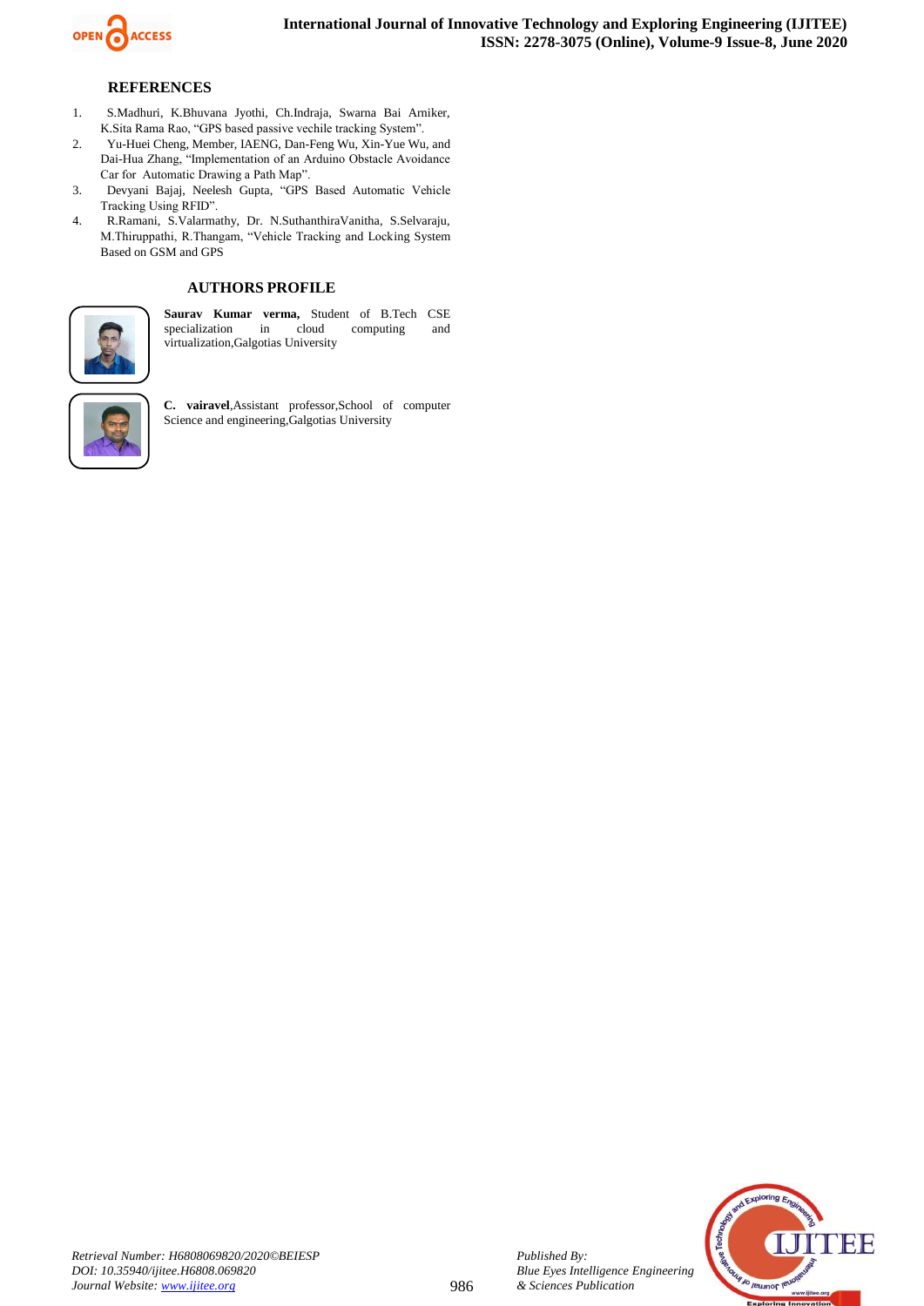## REFERENCES

1. S.Madhuri, K.Bhuvana Jyothi, Ch.Indraja, Swarna Bai Arniker, K.Sita Rama Rao, "GPS based passive vechile tracking System".
2. Yu-Huei Cheng, Member, IAENG, Dan-Feng Wu, Xin-Yue Wu, and Dai-Hua Zhang, "Implementation of an Arduino Obstacle Avoidance Car for Automatic Drawing a Path Map".
3. Devyani Bajaj, Neelesh Gupta, "GPS Based Automatic Vehicle Tracking Using RFID".
4. R.Ramani, S.Valarmathy, Dr. N.SuthanthiraVanitha, S.Selvaraju, M.Thiruppathi, R.Thangam, "Vehicle Tracking and Locking System Based on GSM and GPS

## AUTHORS PROFILE

**Saurav Kumar verma,** Student of B.Tech CSE specialization in cloud computing and virtualization,Galgotias University

**C. vairavel**,Assistant professor,School of computer Science and engineering,Galgotias University